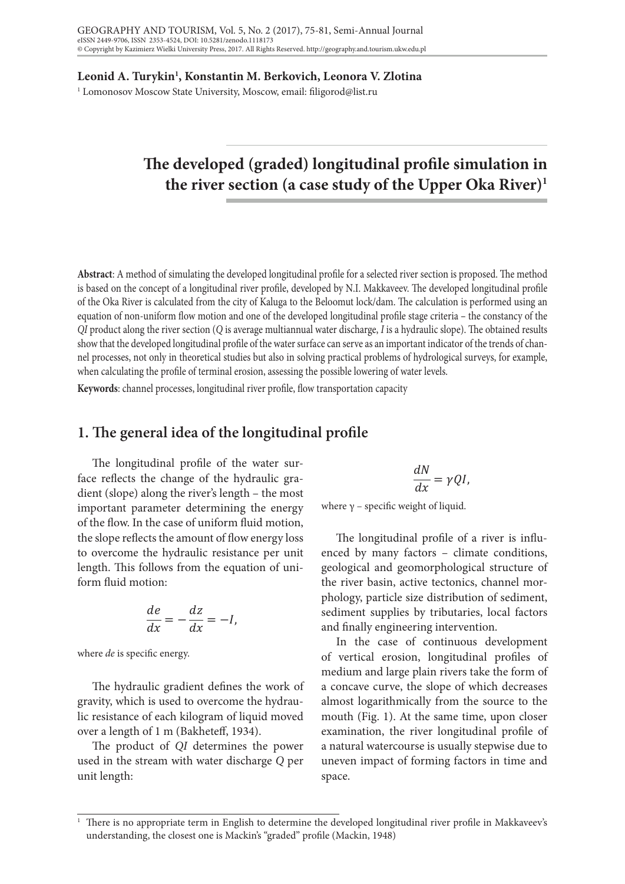**Leonid A. Turykin[1], Konstantin M. Berkovich, Leonora V. Zlotina**

[1] Lomonosov Moscow State University, Moscow, email: filigorod@list.ru

# The developed (graded) longitudinal profile simulation in the river section (a case study of the Upper Oka River)[1]

**Abstract**: A method of simulating the developed longitudinal profile for a selected river section is proposed. The method is based on the concept of a longitudinal river profile, developed by N.I. Makkaveev. The developed longitudinal profile of the Oka River is calculated from the city of Kaluga to the Beloomut lock/dam. The calculation is performed using an equation of non-uniform flow motion and one of the developed longitudinal profile stage criteria – the constancy of the *QI* product along the river section (*Q* is average multiannual water discharge, *I* is a hydraulic slope). The obtained results show that the developed longitudinal profile of the water surface can serve as an important indicator of the trends of channel processes, not only in theoretical studies but also in solving practical problems of hydrological surveys, for example, when calculating the profile of terminal erosion, assessing the possible lowering of water levels.

**Keywords**: channel processes, longitudinal river profile, flow transportation capacity

## 1. The general idea of the longitudinal profile

The longitudinal profile of the water surface reflects the change of the hydraulic gradient (slope) along the river's length – the most important parameter determining the energy of the flow. In the case of uniform fluid motion, the slope reflects the amount of flow energy loss to overcome the hydraulic resistance per unit length. This follows from the equation of uniform fluid motion:

$$\frac{de}{dx} = -\frac{dz}{dx} = -I,$$

where *de* is specific energy.

The hydraulic gradient defines the work of gravity, which is used to overcome the hydraulic resistance of each kilogram of liquid moved over a length of 1 m (Bakheteff, 1934).

The product of *QI* determines the power used in the stream with water discharge *Q* per unit length:

$$\frac{dN}{dx} = \gamma QI,$$

where γ – specific weight of liquid.

The longitudinal profile of a river is influenced by many factors – climate conditions, geological and geomorphological structure of the river basin, active tectonics, channel morphology, particle size distribution of sediment, sediment supplies by tributaries, local factors and finally engineering intervention.

In the case of continuous development of vertical erosion, longitudinal profiles of medium and large plain rivers take the form of a concave curve, the slope of which decreases almost logarithmically from the source to the mouth (Fig. 1). At the same time, upon closer examination, the river longitudinal profile of a natural watercourse is usually stepwise due to uneven impact of forming factors in time and space.

[1] There is no appropriate term in English to determine the developed longitudinal river profile in Makkaveev's understanding, the closest one is Mackin's "graded" profile (Mackin, 1948)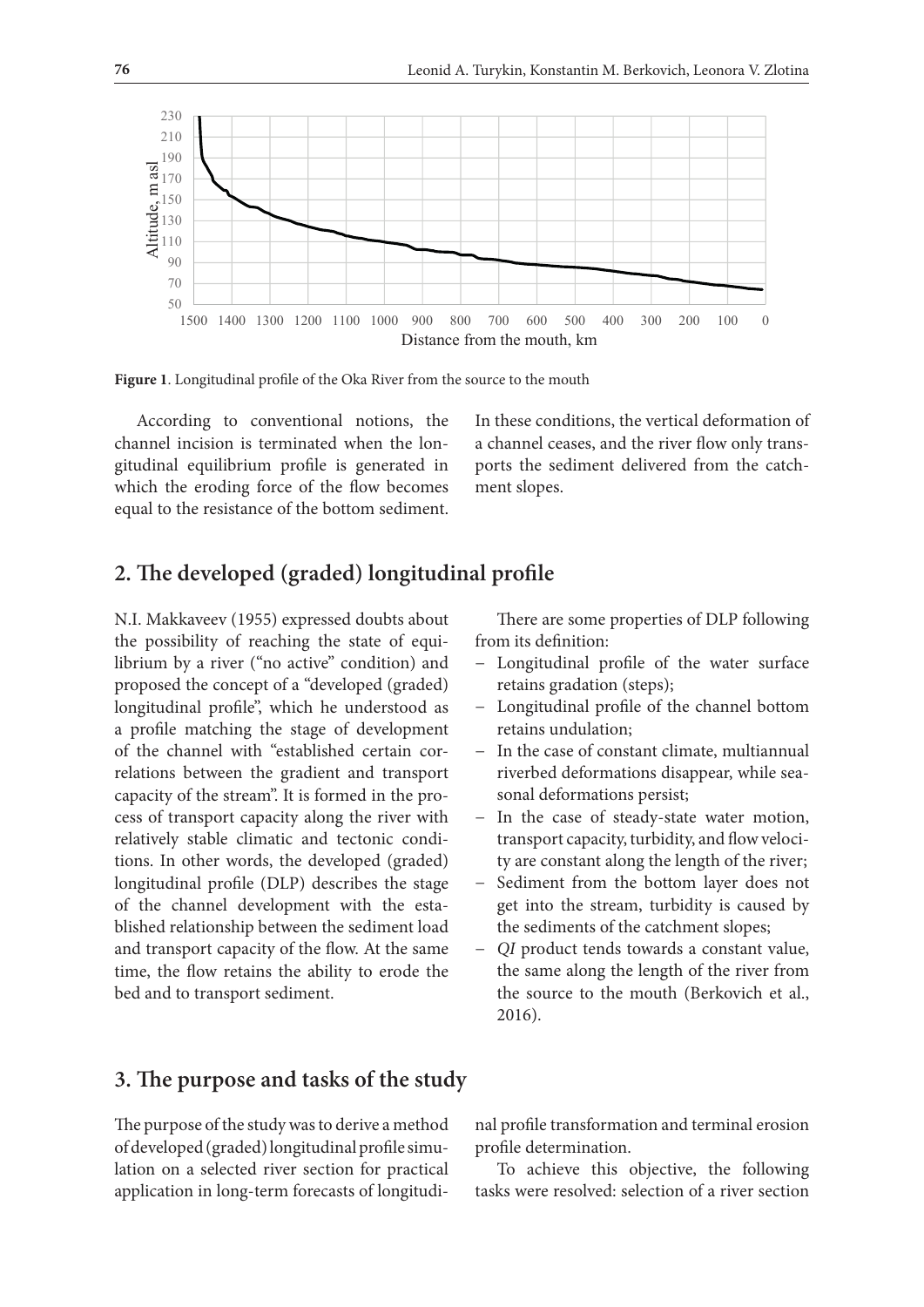**Figure 1**. Longitudinal profile of the Oka River from the source to the mouth

According to conventional notions, the channel incision is terminated when the longitudinal equilibrium profile is generated in which the eroding force of the flow becomes equal to the resistance of the bottom sediment. In these conditions, the vertical deformation of a channel ceases, and the river flow only transports the sediment delivered from the catchment slopes.

## 2. The developed (graded) longitudinal profile

N.I. Makkaveev (1955) expressed doubts about the possibility of reaching the state of equilibrium by a river ("no active" condition) and proposed the concept of a "developed (graded) longitudinal profile", which he understood as a profile matching the stage of development of the channel with "established certain correlations between the gradient and transport capacity of the stream". It is formed in the process of transport capacity along the river with relatively stable climatic and tectonic conditions. In other words, the developed (graded) longitudinal profile (DLP) describes the stage of the channel development with the established relationship between the sediment load and transport capacity of the flow. At the same time, the flow retains the ability to erode the bed and to transport sediment.

There are some properties of DLP following from its definition:

- Longitudinal profile of the water surface retains gradation (steps);
- Longitudinal profile of the channel bottom retains undulation;
- In the case of constant climate, multiannual riverbed deformations disappear, while seasonal deformations persist;
- In the case of steady-state water motion, transport capacity, turbidity, and flow velocity are constant along the length of the river;
- Sediment from the bottom layer does not get into the stream, turbidity is caused by the sediments of the catchment slopes;
- *QI* product tends towards a constant value, the same along the length of the river from the source to the mouth (Berkovich et al., 2016).

## 3. The purpose and tasks of the study

The purpose of the study was to derive a method of developed (graded) longitudinal profile simulation on a selected river section for practical application in long-term forecasts of longitudinal profile transformation and terminal erosion profile determination.

To achieve this objective, the following tasks were resolved: selection of a river section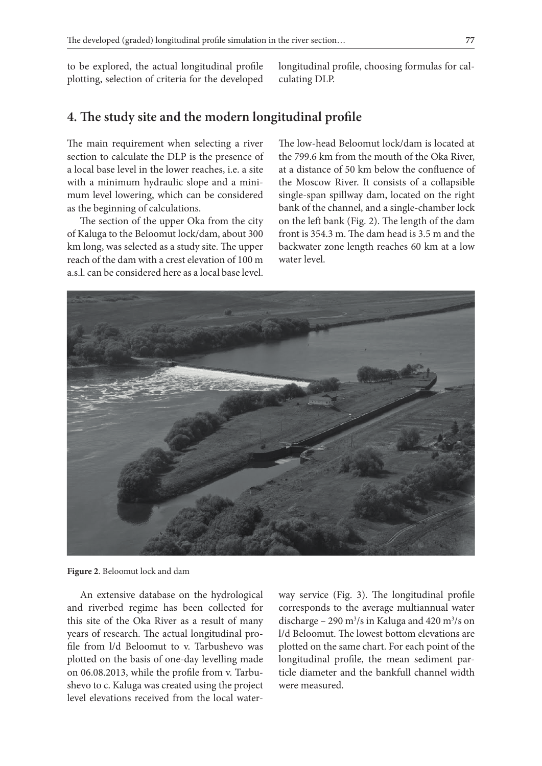to be explored, the actual longitudinal profile plotting, selection of criteria for the developed longitudinal profile, choosing formulas for calculating DLP.

## 4. The study site and the modern longitudinal profile

The main requirement when selecting a river section to calculate the DLP is the presence of a local base level in the lower reaches, i.e. a site with a minimum hydraulic slope and a minimum level lowering, which can be considered as the beginning of calculations.

The section of the upper Oka from the city of Kaluga to the Beloomut lock/dam, about 300 km long, was selected as a study site. The upper reach of the dam with a crest elevation of 100 m a.s.l. can be considered here as a local base level.

The low-head Beloomut lock/dam is located at the 799.6 km from the mouth of the Oka River, at a distance of 50 km below the confluence of the Moscow River. It consists of a collapsible single-span spillway dam, located on the right bank of the channel, and a single-chamber lock on the left bank (Fig. 2). The length of the dam front is 354.3 m. The dam head is 3.5 m and the backwater zone length reaches 60 km at a low water level.

**Figure 2**. Beloomut lock and dam

An extensive database on the hydrological and riverbed regime has been collected for this site of the Oka River as a result of many years of research. The actual longitudinal profile from l/d Beloomut to v. Tarbushevo was plotted on the basis of one-day levelling made on 06.08.2013, while the profile from v. Tarbushevo to c. Kaluga was created using the project level elevations received from the local waterway service (Fig. 3). The longitudinal profile corresponds to the average multiannual water discharge – 290 $m^3/s$ in Kaluga and 420 $m^3/s$ on l/d Beloomut. The lowest bottom elevations are plotted on the same chart. For each point of the longitudinal profile, the mean sediment particle diameter and the bankfull channel width were measured.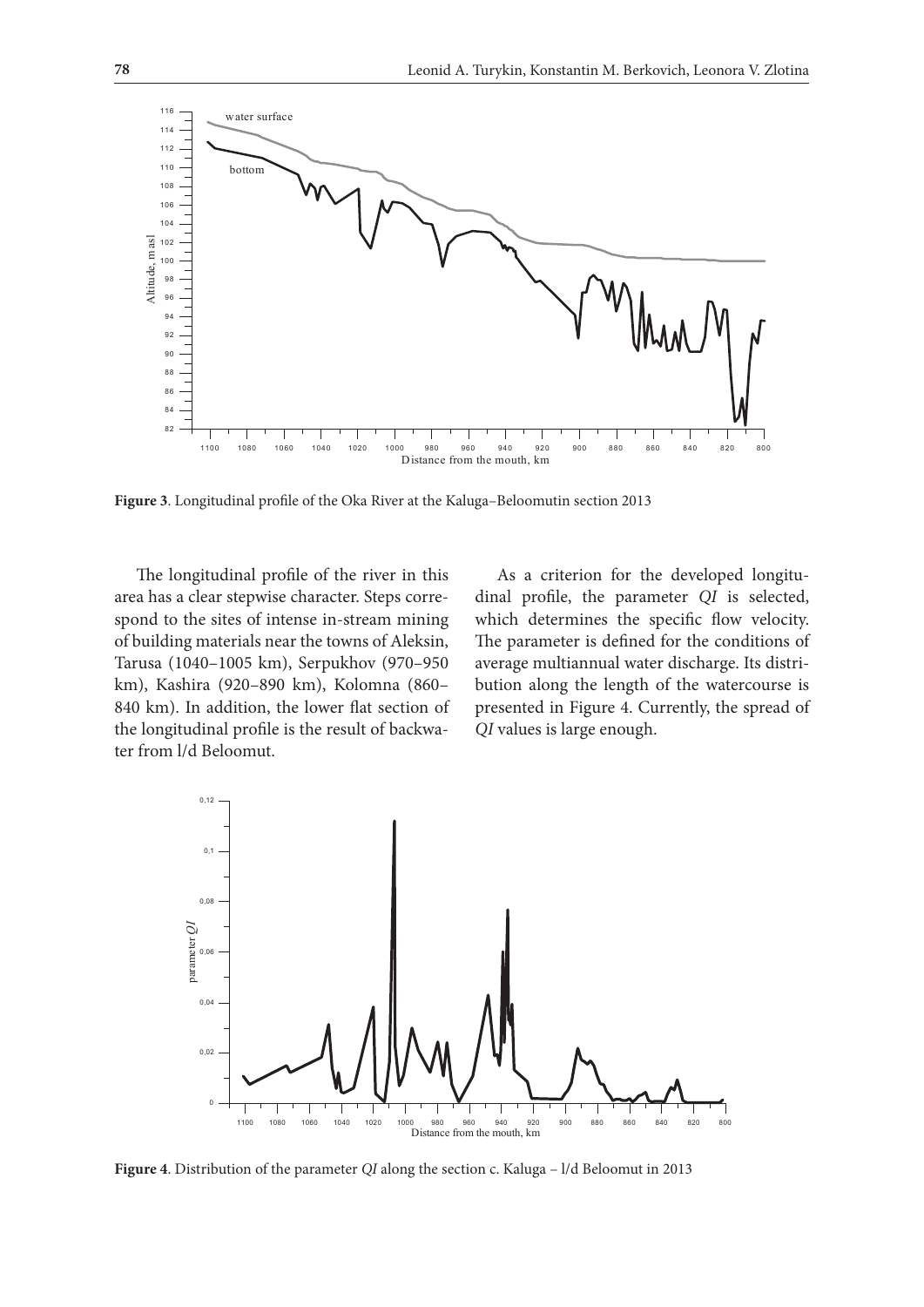**Figure 3**. Longitudinal profile of the Oka River at the Kaluga–Beloomutin section 2013

The longitudinal profile of the river in this area has a clear stepwise character. Steps correspond to the sites of intense in-stream mining of building materials near the towns of Aleksin, Tarusa (1040–1005 km), Serpukhov (970–950 km), Kashira (920–890 km), Kolomna (860–840 km). In addition, the lower flat section of the longitudinal profile is the result of backwater from l/d Beloomut.

As a criterion for the developed longitudinal profile, the parameter *QI* is selected, which determines the specific flow velocity. The parameter is defined for the conditions of average multiannual water discharge. Its distribution along the length of the watercourse is presented in Figure 4. Currently, the spread of *QI* values is large enough.

**Figure 4**. Distribution of the parameter *QI* along the section c. Kaluga – l/d Beloomut in 2013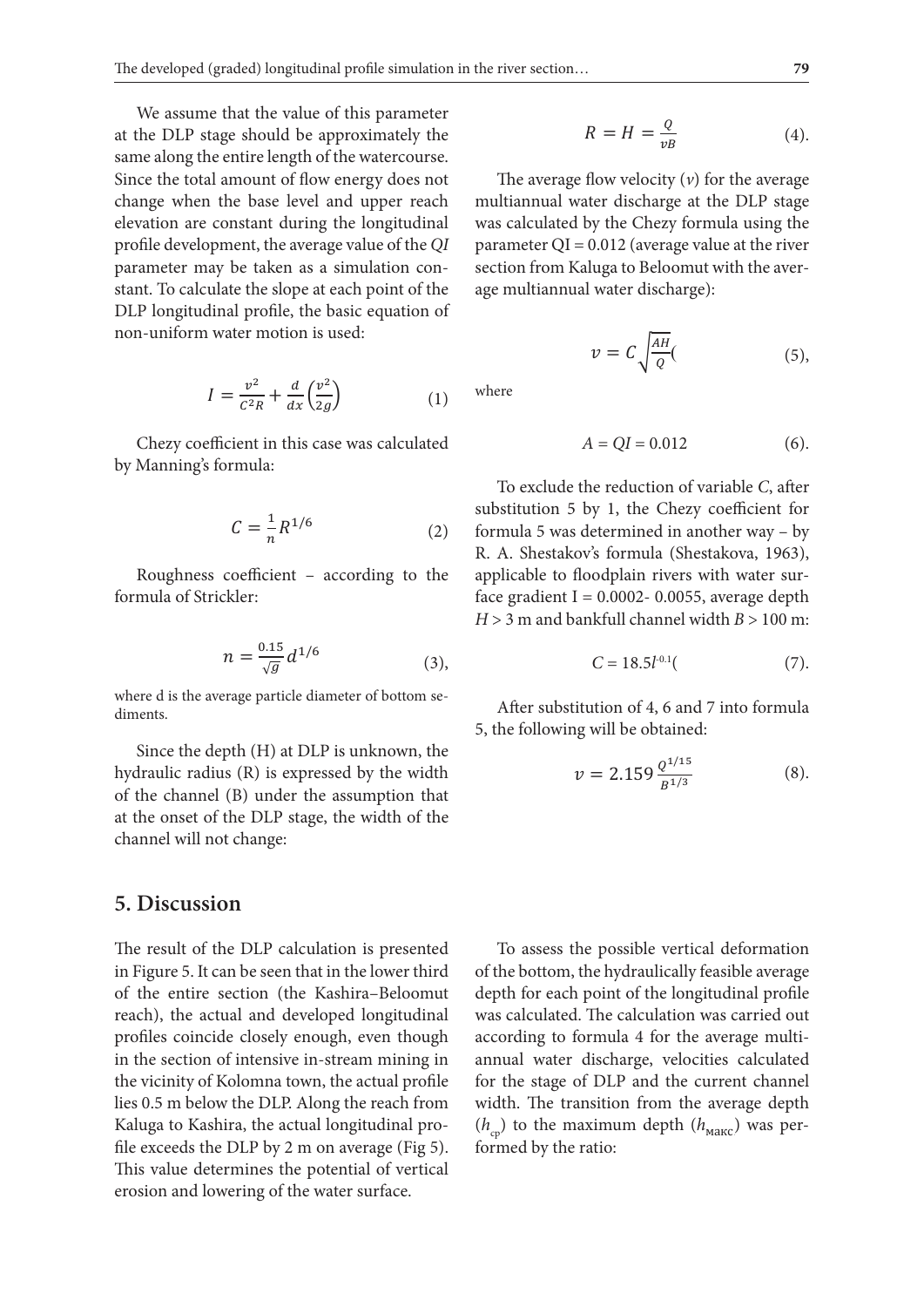We assume that the value of this parameter at the DLP stage should be approximately the same along the entire length of the watercourse. Since the total amount of flow energy does not change when the base level and upper reach elevation are constant during the longitudinal profile development, the average value of the *QI* parameter may be taken as a simulation constant. To calculate the slope at each point of the DLP longitudinal profile, the basic equation of non-uniform water motion is used:

$$I = \frac{v^2}{C^2 R} + \frac{d}{dx}\left(\frac{v^2}{2g}\right) \tag{1}$$

Chezy coefficient in this case was calculated by Manning's formula:

$$C = \frac{1}{n} R^{1/6} \tag{2}$$

Roughness coefficient – according to the formula of Strickler:

$$n = \frac{0.15}{\sqrt{g}} d^{1/6} \tag{3},$$

where d is the average particle diameter of bottom sediments.

Since the depth (H) at DLP is unknown, the hydraulic radius (R) is expressed by the width of the channel (B) under the assumption that at the onset of the DLP stage, the width of the channel will not change:

$$R = H = \frac{Q}{vB} \tag{4}.$$

The average flow velocity ($v$) for the average multiannual water discharge at the DLP stage was calculated by the Chezy formula using the parameter QI = 0.012 (average value at the river section from Kaluga to Beloomut with the average multiannual water discharge):

$$v = C\sqrt{\frac{AH}{Q}}( \tag{5},$$

where

$$A = QI = 0.012 \tag{6}.$$

To exclude the reduction of variable *C*, after substitution 5 by 1, the Chezy coefficient for formula 5 was determined in another way – by R. A. Shestakov's formula (Shestakova, 1963), applicable to floodplain rivers with water surface gradient I = 0.0002- 0.0055, average depth $H > 3$ m and bankfull channel width $B > 100$ m:

$$C = 18.5 I^{-0.1}( \tag{7}.$$

After substitution of 4, 6 and 7 into formula 5, the following will be obtained:

$$v = 2.159\,\frac{Q^{1/15}}{B^{1/3}} \tag{8}.$$

## 5. Discussion

The result of the DLP calculation is presented in Figure 5. It can be seen that in the lower third of the entire section (the Kashira–Beloomut reach), the actual and developed longitudinal profiles coincide closely enough, even though in the section of intensive in-stream mining in the vicinity of Kolomna town, the actual profile lies 0.5 m below the DLP. Along the reach from Kaluga to Kashira, the actual longitudinal profile exceeds the DLP by 2 m on average (Fig 5). This value determines the potential of vertical erosion and lowering of the water surface.

To assess the possible vertical deformation of the bottom, the hydraulically feasible average depth for each point of the longitudinal profile was calculated. The calculation was carried out according to formula 4 for the average multiannual water discharge, velocities calculated for the stage of DLP and the current channel width. The transition from the average depth ($h_{ср}$) to the maximum depth ($h_{макс}$) was performed by the ratio: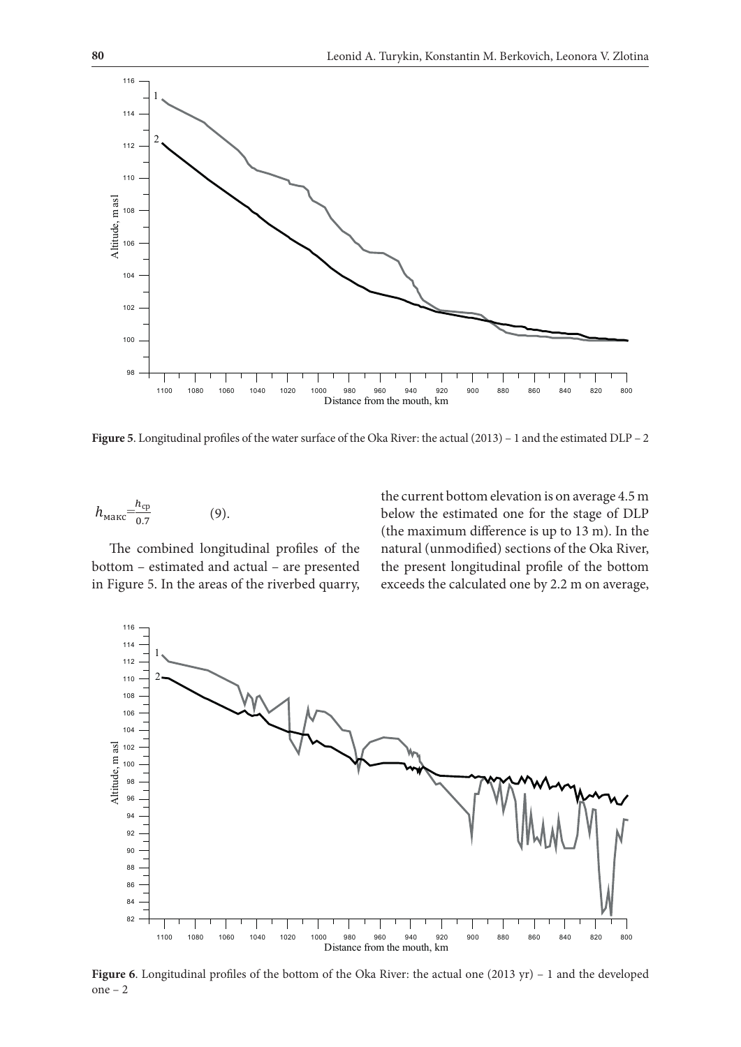**Figure 5**. Longitudinal profiles of the water surface of the Oka River: the actual (2013) – 1 and the estimated DLP – 2

$$h_{\text{макс}} = \frac{h_{\text{ср}}}{0.7} \qquad (9).$$

The combined longitudinal profiles of the bottom – estimated and actual – are presented in Figure 5. In the areas of the riverbed quarry, the current bottom elevation is on average 4.5 m below the estimated one for the stage of DLP (the maximum difference is up to 13 m). In the natural (unmodified) sections of the Oka River, the present longitudinal profile of the bottom exceeds the calculated one by 2.2 m on average,

**Figure 6**. Longitudinal profiles of the bottom of the Oka River: the actual one (2013 yr) – 1 and the developed one – 2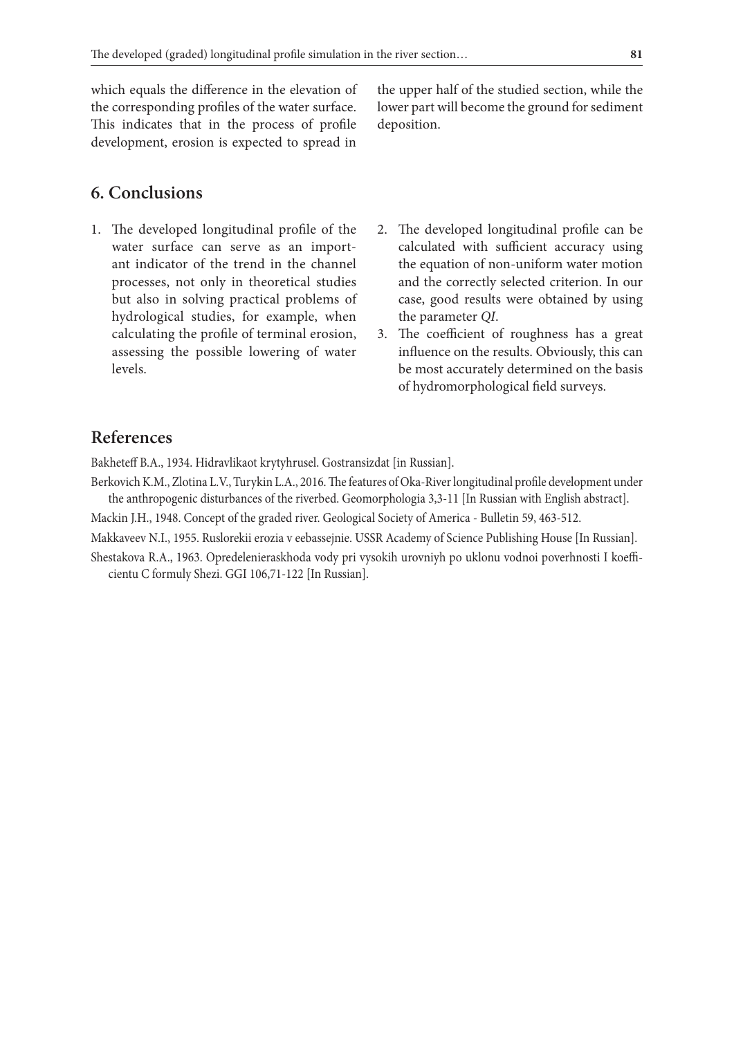which equals the difference in the elevation of the corresponding profiles of the water surface. This indicates that in the process of profile development, erosion is expected to spread in the upper half of the studied section, while the lower part will become the ground for sediment deposition.

## 6. Conclusions

1. The developed longitudinal profile of the water surface can serve as an important indicator of the trend in the channel processes, not only in theoretical studies but also in solving practical problems of hydrological studies, for example, when calculating the profile of terminal erosion, assessing the possible lowering of water levels.
2. The developed longitudinal profile can be calculated with sufficient accuracy using the equation of non-uniform water motion and the correctly selected criterion. In our case, good results were obtained by using the parameter *QI*.
3. The coefficient of roughness has a great influence on the results. Obviously, this can be most accurately determined on the basis of hydromorphological field surveys.

## References

Bakheteff B.A., 1934. Hidravlikaot krytyhrusel. Gostransizdat [in Russian].

Berkovich K.M., Zlotina L.V., Turykin L.A., 2016. The features of Oka-River longitudinal profile development under the anthropogenic disturbances of the riverbed. Geomorphologia 3,3-11 [In Russian with English abstract].

Mackin J.H., 1948. Concept of the graded river. Geological Society of America - Bulletin 59, 463-512.

Makkaveev N.I., 1955. Ruslorekii erozia v eebassejnie. USSR Academy of Science Publishing House [In Russian].

Shestakova R.A., 1963. Opredelenieraskhoda vody pri vysokih urovniyh po uklonu vodnoi poverhnosti I koefficientu C formuly Shezi. GGI 106,71-122 [In Russian].